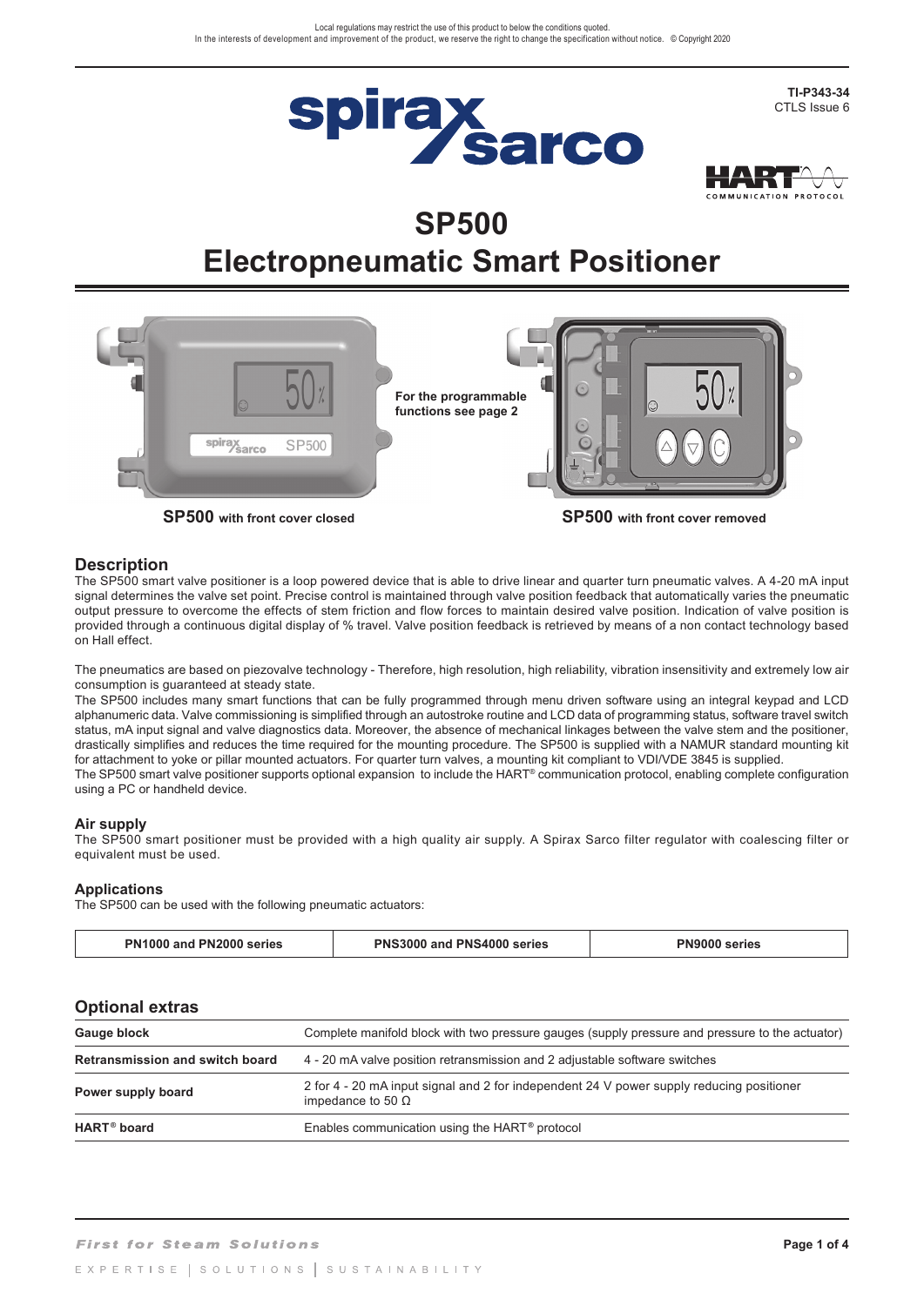Local regulations may restrict the use of this product to below the conditions quoted.
In the interests of development and improvement of the product, we reserve the right to change the specification without notice. © Copyright 2020

TI-P343-34
CTLS Issue 6

# SP500
# Electropneumatic Smart Positioner

**SP500** with front cover closed

For the programmable functions see page 2

**SP500** with front cover removed

## Description

The SP500 smart valve positioner is a loop powered device that is able to drive linear and quarter turn pneumatic valves. A 4-20 mA input signal determines the valve set point. Precise control is maintained through valve position feedback that automatically varies the pneumatic output pressure to overcome the effects of stem friction and flow forces to maintain desired valve position. Indication of valve position is provided through a continuous digital display of % travel. Valve position feedback is retrieved by means of a non contact technology based on Hall effect.

The pneumatics are based on piezovalve technology - Therefore, high resolution, high reliability, vibration insensitivity and extremely low air consumption is guaranteed at steady state.
The SP500 includes many smart functions that can be fully programmed through menu driven software using an integral keypad and LCD alphanumeric data. Valve commissioning is simplified through an autostroke routine and LCD data of programming status, software travel switch status, mA input signal and valve diagnostics data. Moreover, the absence of mechanical linkages between the valve stem and the positioner, drastically simplifies and reduces the time required for the mounting procedure. The SP500 is supplied with a NAMUR standard mounting kit for attachment to yoke or pillar mounted actuators. For quarter turn valves, a mounting kit compliant to VDI/VDE 3845 is supplied.
The SP500 smart valve positioner supports optional expansion to include the HART® communication protocol, enabling complete configuration using a PC or handheld device.

### Air supply

The SP500 smart positioner must be provided with a high quality air supply. A Spirax Sarco filter regulator with coalescing filter or equivalent must be used.

### Applications

The SP500 can be used with the following pneumatic actuators:

| PN1000 and PN2000 series | PNS3000 and PNS4000 series | PN9000 series |
|---|---|---|

## Optional extras

| | |
|---|---|
| **Gauge block** | Complete manifold block with two pressure gauges (supply pressure and pressure to the actuator) |
| **Retransmission and switch board** | 4 - 20 mA valve position retransmission and 2 adjustable software switches |
| **Power supply board** | 2 for 4 - 20 mA input signal and 2 for independent 24 V power supply reducing positioner impedance to 50 Ω |
| **HART® board** | Enables communication using the HART® protocol |

*First for Steam Solutions*

EXPERTISE | SOLUTIONS | SUSTAINABILITY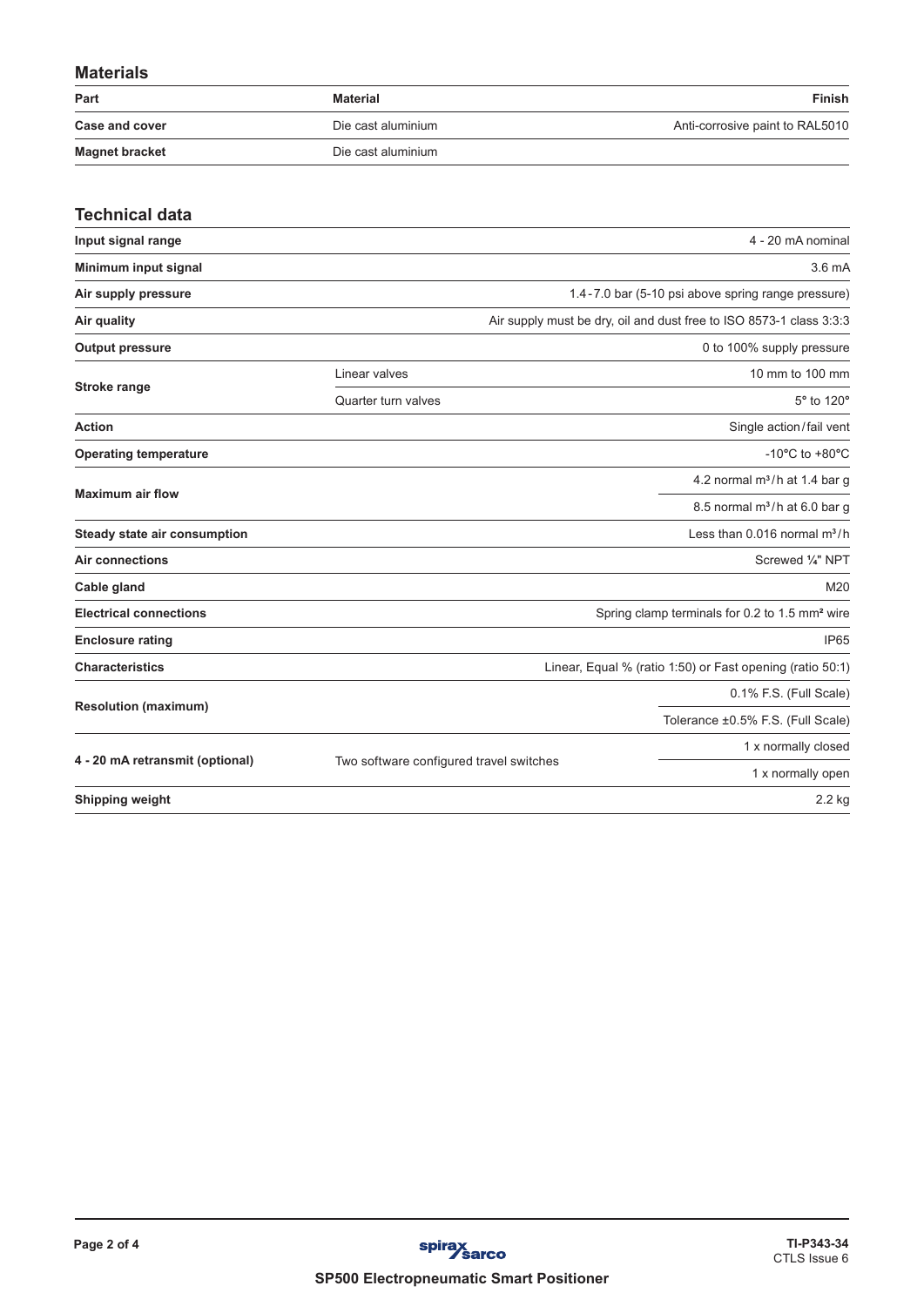## Materials

| Part | Material | Finish |
|---|---|---|
| **Case and cover** | Die cast aluminium | Anti-corrosive paint to RAL5010 |
| **Magnet bracket** | Die cast aluminium | |

## Technical data

| | | |
|---|---|---|
| **Input signal range** | | 4 - 20 mA nominal |
| **Minimum input signal** | | 3.6 mA |
| **Air supply pressure** | | 1.4 - 7.0 bar (5-10 psi above spring range pressure) |
| **Air quality** | | Air supply must be dry, oil and dust free to ISO 8573-1 class 3:3:3 |
| **Output pressure** | | 0 to 100% supply pressure |
| **Stroke range** | Linear valves | 10 mm to 100 mm |
| | Quarter turn valves | 5° to 120° |
| **Action** | | Single action / fail vent |
| **Operating temperature** | | -10°C to +80°C |
| **Maximum air flow** | | 4.2 normal $m^3$/h at 1.4 bar g |
| | | 8.5 normal $m^3$/h at 6.0 bar g |
| **Steady state air consumption** | | Less than 0.016 normal $m^3$/h |
| **Air connections** | | Screwed ¼" NPT |
| **Cable gland** | | M20 |
| **Electrical connections** | | Spring clamp terminals for 0.2 to 1.5 $mm^2$ wire |
| **Enclosure rating** | | IP65 |
| **Characteristics** | | Linear, Equal % (ratio 1:50) or Fast opening (ratio 50:1) |
| **Resolution (maximum)** | | 0.1% F.S. (Full Scale) |
| | | Tolerance ±0.5% F.S. (Full Scale) |
| **4 - 20 mA retransmit (optional)** | Two software configured travel switches | 1 x normally closed |
| | | 1 x normally open |
| **Shipping weight** | | 2.2 kg |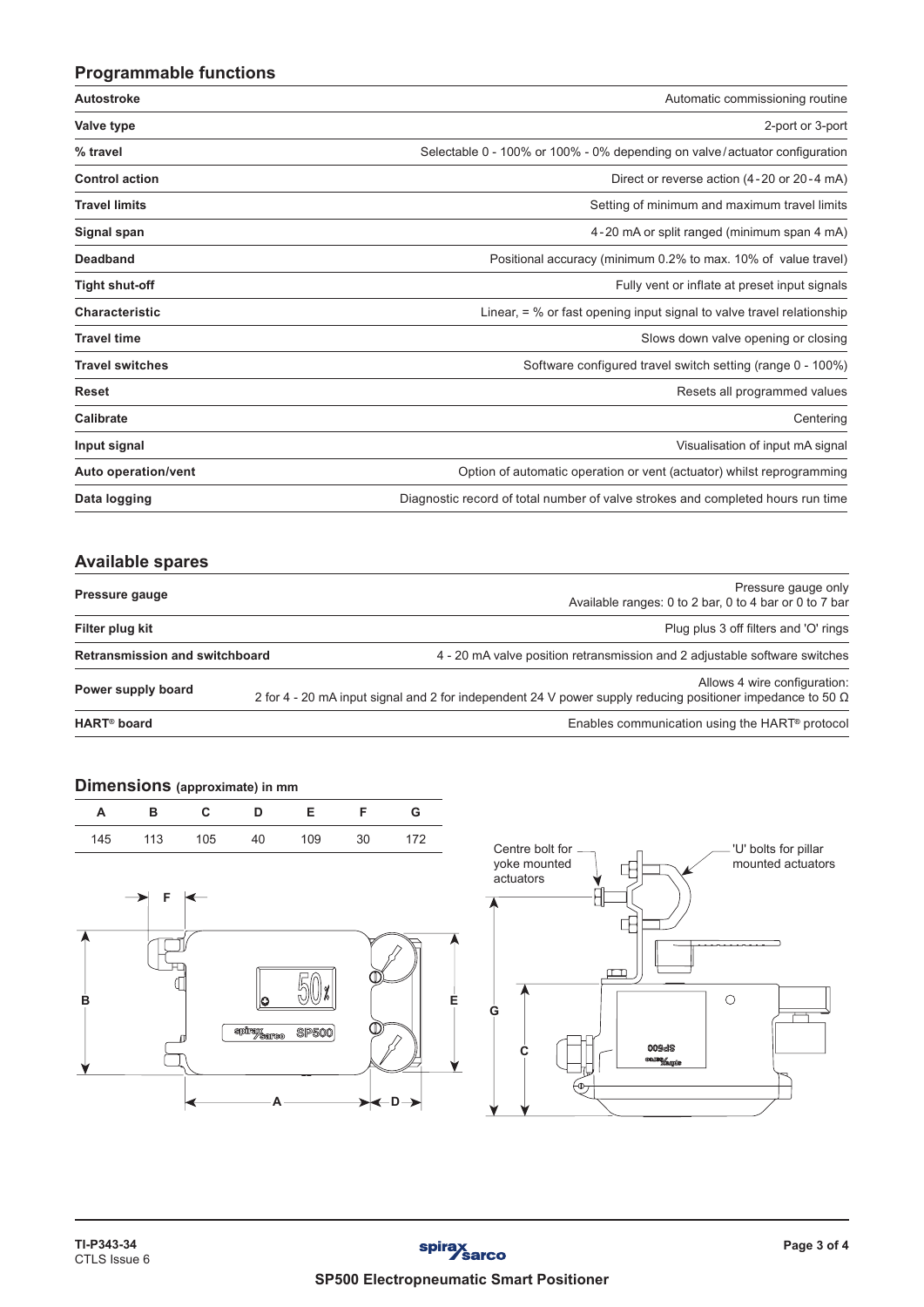## Programmable functions

| | |
|---|---|
| **Autostroke** | Automatic commissioning routine |
| **Valve type** | 2-port or 3-port |
| **% travel** | Selectable 0 - 100% or 100% - 0% depending on valve/actuator configuration |
| **Control action** | Direct or reverse action (4-20 or 20-4 mA) |
| **Travel limits** | Setting of minimum and maximum travel limits |
| **Signal span** | 4-20 mA or split ranged (minimum span 4 mA) |
| **Deadband** | Positional accuracy (minimum 0.2% to max. 10% of value travel) |
| **Tight shut-off** | Fully vent or inflate at preset input signals |
| **Characteristic** | Linear, = % or fast opening input signal to valve travel relationship |
| **Travel time** | Slows down valve opening or closing |
| **Travel switches** | Software configured travel switch setting (range 0 - 100%) |
| **Reset** | Resets all programmed values |
| **Calibrate** | Centering |
| **Input signal** | Visualisation of input mA signal |
| **Auto operation/vent** | Option of automatic operation or vent (actuator) whilst reprogramming |
| **Data logging** | Diagnostic record of total number of valve strokes and completed hours run time |

## Available spares

| | |
|---|---|
| **Pressure gauge** | Pressure gauge only<br>Available ranges: 0 to 2 bar, 0 to 4 bar or 0 to 7 bar |
| **Filter plug kit** | Plug plus 3 off filters and 'O' rings |
| **Retransmission and switchboard** | 4 - 20 mA valve position retransmission and 2 adjustable software switches |
| **Power supply board** | Allows 4 wire configuration:<br>2 for 4 - 20 mA input signal and 2 for independent 24 V power supply reducing positioner impedance to 50 Ω |
| **HART® board** | Enables communication using the HART® protocol |

## Dimensions (approximate) in mm

| A | B | C | D | E | F | G |
|---|---|---|---|---|---|---|
| 145 | 113 | 105 | 40 | 109 | 30 | 172 |

Centre bolt for yoke mounted actuators

'U' bolts for pillar mounted actuators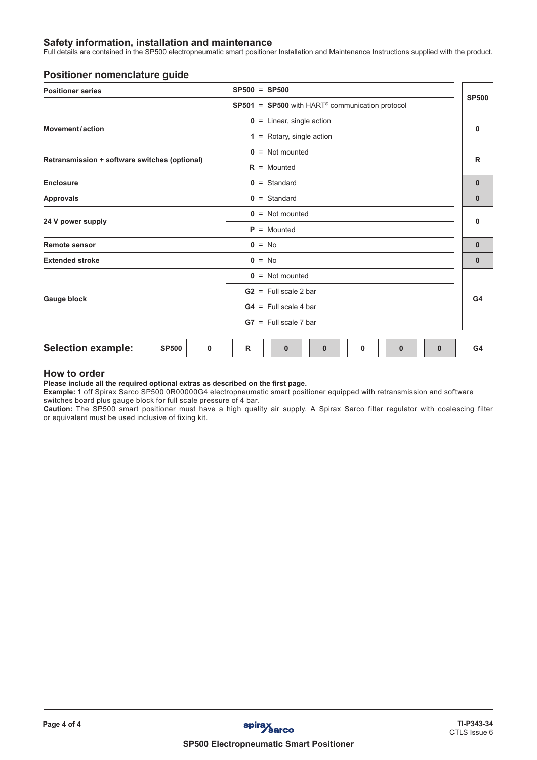## Safety information, installation and maintenance

Full details are contained in the SP500 electropneumatic smart positioner Installation and Maintenance Instructions supplied with the product.

## Positioner nomenclature guide

| | | |
|---|---|---|
| **Positioner series** | **SP500** = **SP500** | **SP500** |
| | **SP501** = **SP500** with HART® communication protocol | |
| **Movement/action** | **0** = Linear, single action | **0** |
| | **1** = Rotary, single action | |
| **Retransmission + software switches (optional)** | **0** = Not mounted | **R** |
| | **R** = Mounted | |
| **Enclosure** | **0** = Standard | **0** |
| **Approvals** | **0** = Standard | **0** |
| **24 V power supply** | **0** = Not mounted | **0** |
| | **P** = Mounted | |
| **Remote sensor** | **0** = No | **0** |
| **Extended stroke** | **0** = No | **0** |
| **Gauge block** | **0** = Not mounted | **G4** |
| | **G2** = Full scale 2 bar | |
| | **G4** = Full scale 4 bar | |
| | **G7** = Full scale 7 bar | |

| **Selection example:** | **SP500** | **0** | **R** | **0** | **0** | **0** | **0** | **0** | **G4** |
|---|---|---|---|---|---|---|---|---|---|

## How to order

**Please include all the required optional extras as described on the first page.**

**Example:** 1 off Spirax Sarco SP500 0R00000G4 electropneumatic smart positioner equipped with retransmission and software switches board plus gauge block for full scale pressure of 4 bar.

**Caution:** The SP500 smart positioner must have a high quality air supply. A Spirax Sarco filter regulator with coalescing filter or equivalent must be used inclusive of fixing kit.